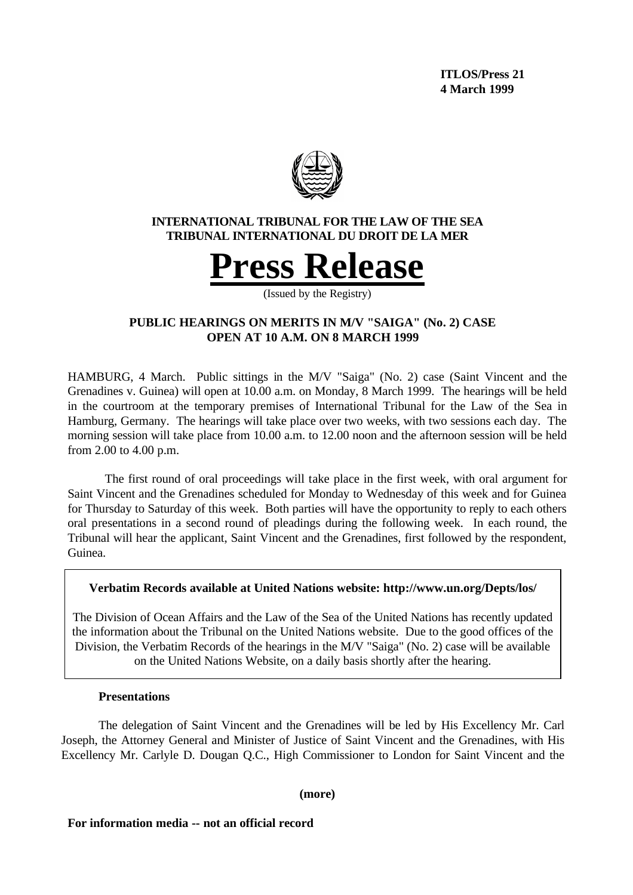**ITLOS/Press 21**
**4 March 1999**

**INTERNATIONAL TRIBUNAL FOR THE LAW OF THE SEA**
**TRIBUNAL INTERNATIONAL DU DROIT DE LA MER**

# Press Release

(Issued by the Registry)

## PUBLIC HEARINGS ON MERITS IN M/V "SAIGA" (No. 2) CASE OPEN AT 10 A.M. ON 8 MARCH 1999

HAMBURG, 4 March. Public sittings in the M/V "Saiga" (No. 2) case (Saint Vincent and the Grenadines v. Guinea) will open at 10.00 a.m. on Monday, 8 March 1999. The hearings will be held in the courtroom at the temporary premises of International Tribunal for the Law of the Sea in Hamburg, Germany. The hearings will take place over two weeks, with two sessions each day. The morning session will take place from 10.00 a.m. to 12.00 noon and the afternoon session will be held from 2.00 to 4.00 p.m.

The first round of oral proceedings will take place in the first week, with oral argument for Saint Vincent and the Grenadines scheduled for Monday to Wednesday of this week and for Guinea for Thursday to Saturday of this week. Both parties will have the opportunity to reply to each others oral presentations in a second round of pleadings during the following week. In each round, the Tribunal will hear the applicant, Saint Vincent and the Grenadines, first followed by the respondent, Guinea.

**Verbatim Records available at United Nations website: http://www.un.org/Depts/los/**

The Division of Ocean Affairs and the Law of the Sea of the United Nations has recently updated the information about the Tribunal on the United Nations website. Due to the good offices of the Division, the Verbatim Records of the hearings in the M/V "Saiga" (No. 2) case will be available on the United Nations Website, on a daily basis shortly after the hearing.

**Presentations**

The delegation of Saint Vincent and the Grenadines will be led by His Excellency Mr. Carl Joseph, the Attorney General and Minister of Justice of Saint Vincent and the Grenadines, with His Excellency Mr. Carlyle D. Dougan Q.C., High Commissioner to London for Saint Vincent and the

**(more)**

**For information media -- not an official record**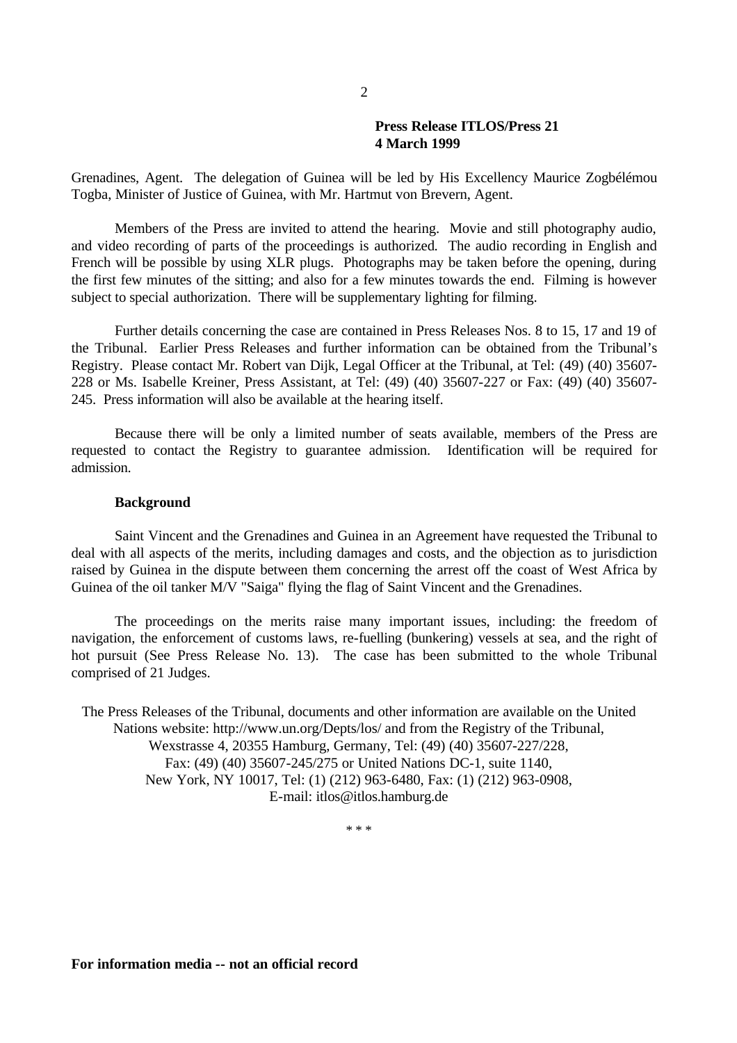Grenadines, Agent. The delegation of Guinea will be led by His Excellency Maurice Zogbélémou Togba, Minister of Justice of Guinea, with Mr. Hartmut von Brevern, Agent.

Members of the Press are invited to attend the hearing. Movie and still photography audio, and video recording of parts of the proceedings is authorized. The audio recording in English and French will be possible by using XLR plugs. Photographs may be taken before the opening, during the first few minutes of the sitting; and also for a few minutes towards the end. Filming is however subject to special authorization. There will be supplementary lighting for filming.

Further details concerning the case are contained in Press Releases Nos. 8 to 15, 17 and 19 of the Tribunal. Earlier Press Releases and further information can be obtained from the Tribunal's Registry. Please contact Mr. Robert van Dijk, Legal Officer at the Tribunal, at Tel: (49) (40) 35607-228 or Ms. Isabelle Kreiner, Press Assistant, at Tel: (49) (40) 35607-227 or Fax: (49) (40) 35607-245. Press information will also be available at the hearing itself.

Because there will be only a limited number of seats available, members of the Press are requested to contact the Registry to guarantee admission. Identification will be required for admission.

**Background**

Saint Vincent and the Grenadines and Guinea in an Agreement have requested the Tribunal to deal with all aspects of the merits, including damages and costs, and the objection as to jurisdiction raised by Guinea in the dispute between them concerning the arrest off the coast of West Africa by Guinea of the oil tanker M/V "Saiga" flying the flag of Saint Vincent and the Grenadines.

The proceedings on the merits raise many important issues, including: the freedom of navigation, the enforcement of customs laws, re-fuelling (bunkering) vessels at sea, and the right of hot pursuit (See Press Release No. 13). The case has been submitted to the whole Tribunal comprised of 21 Judges.

The Press Releases of the Tribunal, documents and other information are available on the United Nations website: http://www.un.org/Depts/los/ and from the Registry of the Tribunal, Wexstrasse 4, 20355 Hamburg, Germany, Tel: (49) (40) 35607-227/228, Fax: (49) (40) 35607-245/275 or United Nations DC-1, suite 1140, New York, NY 10017, Tel: (1) (212) 963-6480, Fax: (1) (212) 963-0908, E-mail: itlos@itlos.hamburg.de

\* \* \*

**For information media -- not an official record**